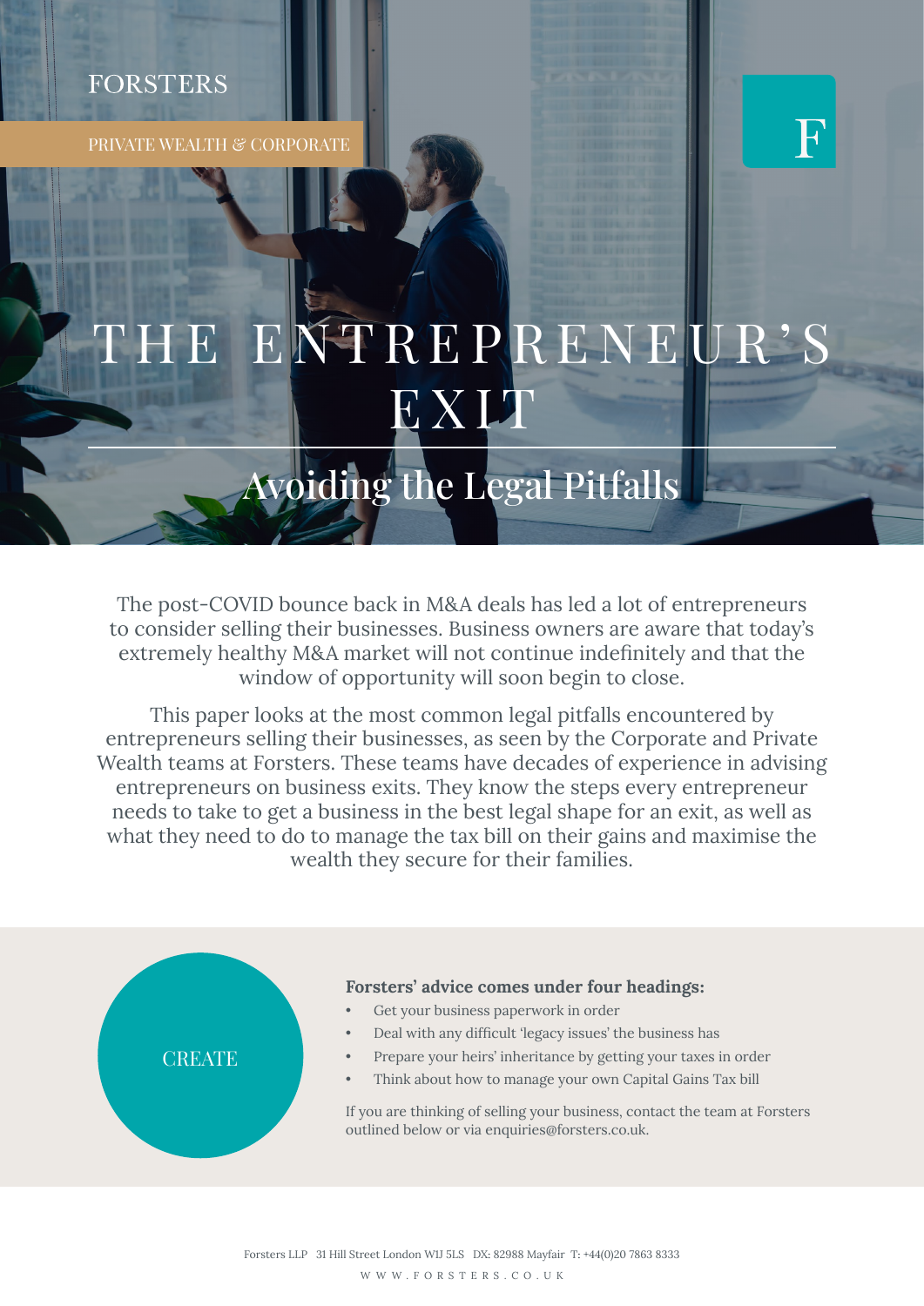FORSTERS

PRIVATE WEALTH & CORPORATE

# THE ENTREPRENEUR'S EXIT

## Avoiding the Legal Pitfalls

The post-COVID bounce back in M&A deals has led a lot of entrepreneurs to consider selling their businesses. Business owners are aware that today's extremely healthy M&A market will not continue indefinitely and that the window of opportunity will soon begin to close.

This paper looks at the most common legal pitfalls encountered by entrepreneurs selling their businesses, as seen by the Corporate and Private Wealth teams at Forsters. These teams have decades of experience in advising entrepreneurs on business exits. They know the steps every entrepreneur needs to take to get a business in the best legal shape for an exit, as well as what they need to do to manage the tax bill on their gains and maximise the wealth they secure for their families.

CREATE

**Forsters' advice comes under four headings:**

- Get your business paperwork in order
- Deal with any difficult 'legacy issues' the business has
- Prepare your heirs' inheritance by getting your taxes in order
- Think about how to manage your own Capital Gains Tax bill

If you are thinking of selling your business, contact the team at Forsters outlined below or via enquiries@forsters.co.uk.

Forsters LLP 31 Hill Street London W1J 5LS DX: 82988 Mayfair T: +44(0)20 7863 8333

WWW.FORSTERS.CO.UK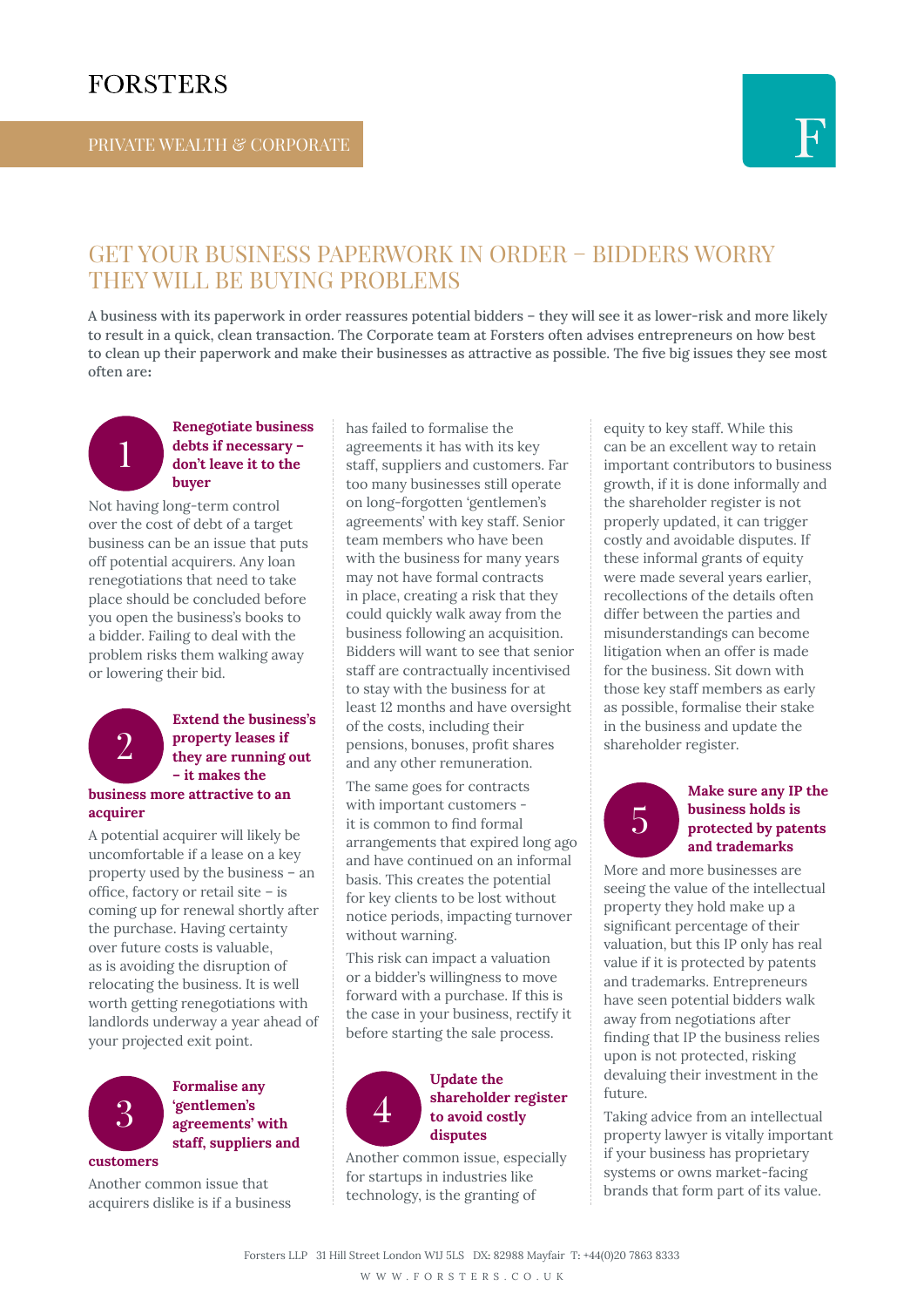# GET YOUR BUSINESS PAPERWORK IN ORDER – BIDDERS WORRY THEY WILL BE BUYING PROBLEMS

A business with its paperwork in order reassures potential bidders – they will see it as lower-risk and more likely to result in a quick, clean transaction. The Corporate team at Forsters often advises entrepreneurs on how best to clean up their paperwork and make their businesses as attractive as possible. The five big issues they see most often are:

## 1 Renegotiate business debts if necessary – don't leave it to the buyer

Not having long-term control over the cost of debt of a target business can be an issue that puts off potential acquirers. Any loan renegotiations that need to take place should be concluded before you open the business's books to a bidder. Failing to deal with the problem risks them walking away or lowering their bid.

## 2 Extend the business's property leases if they are running out – it makes the business more attractive to an acquirer

A potential acquirer will likely be uncomfortable if a lease on a key property used by the business – an office, factory or retail site – is coming up for renewal shortly after the purchase. Having certainty over future costs is valuable, as is avoiding the disruption of relocating the business. It is well worth getting renegotiations with landlords underway a year ahead of your projected exit point.

## 3 Formalise any 'gentlemen's agreements' with staff, suppliers and customers

Another common issue that acquirers dislike is if a business has failed to formalise the agreements it has with its key staff, suppliers and customers. Far too many businesses still operate on long-forgotten 'gentlemen's agreements' with key staff. Senior team members who have been with the business for many years may not have formal contracts in place, creating a risk that they could quickly walk away from the business following an acquisition. Bidders will want to see that senior staff are contractually incentivised to stay with the business for at least 12 months and have oversight of the costs, including their pensions, bonuses, profit shares and any other remuneration.

The same goes for contracts with important customers - it is common to find formal arrangements that expired long ago and have continued on an informal basis. This creates the potential for key clients to be lost without notice periods, impacting turnover without warning.

This risk can impact a valuation or a bidder's willingness to move forward with a purchase. If this is the case in your business, rectify it before starting the sale process.

## 4 Update the shareholder register to avoid costly disputes

Another common issue, especially for startups in industries like technology, is the granting of equity to key staff. While this can be an excellent way to retain important contributors to business growth, if it is done informally and the shareholder register is not properly updated, it can trigger costly and avoidable disputes. If these informal grants of equity were made several years earlier, recollections of the details often differ between the parties and misunderstandings can become litigation when an offer is made for the business. Sit down with those key staff members as early as possible, formalise their stake in the business and update the shareholder register.

## 5 Make sure any IP the business holds is protected by patents and trademarks

More and more businesses are seeing the value of the intellectual property they hold make up a significant percentage of their valuation, but this IP only has real value if it is protected by patents and trademarks. Entrepreneurs have seen potential bidders walk away from negotiations after finding that IP the business relies upon is not protected, risking devaluing their investment in the future.

Taking advice from an intellectual property lawyer is vitally important if your business has proprietary systems or owns market-facing brands that form part of its value.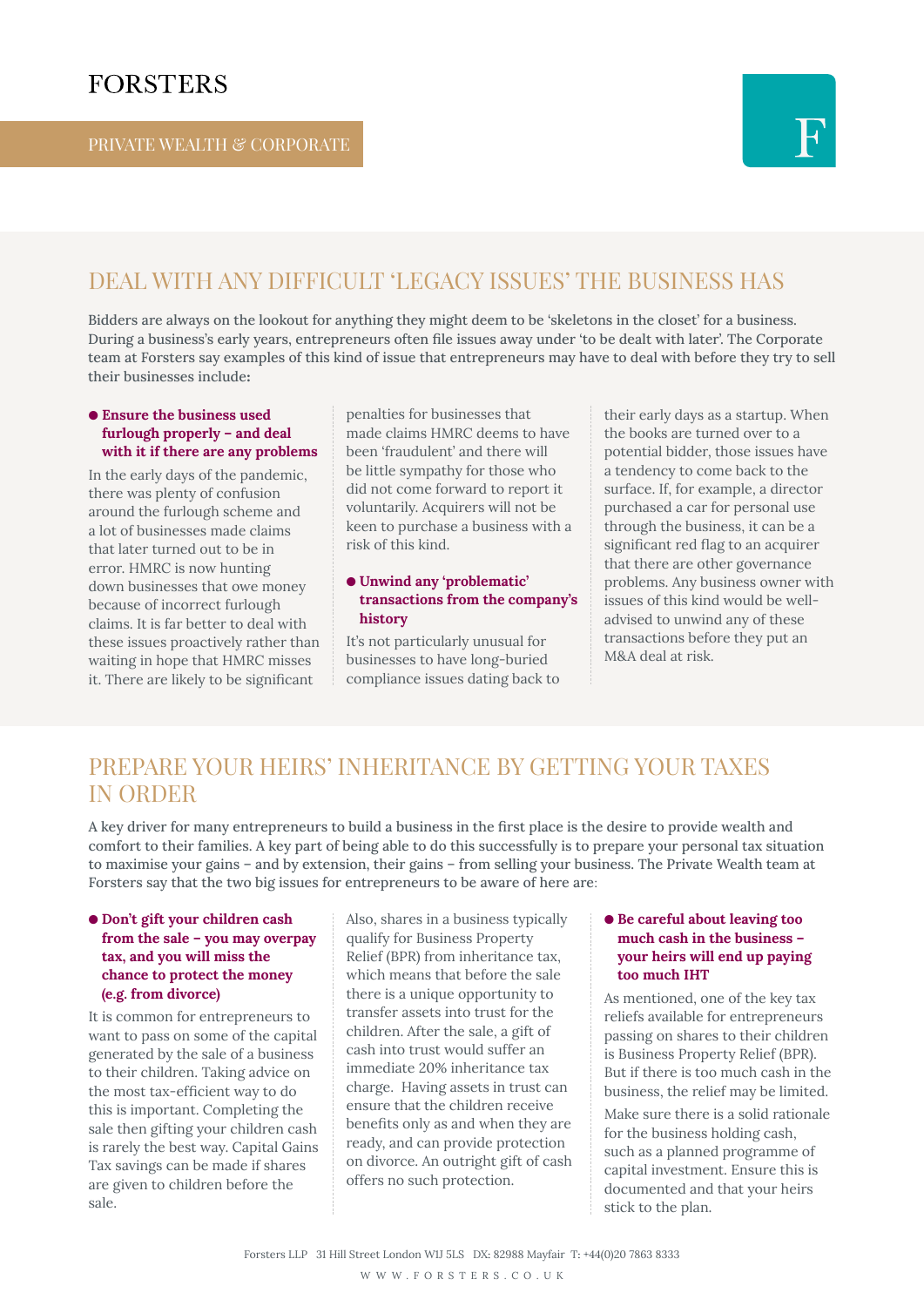## DEAL WITH ANY DIFFICULT 'LEGACY ISSUES' THE BUSINESS HAS

Bidders are always on the lookout for anything they might deem to be 'skeletons in the closet' for a business. During a business's early years, entrepreneurs often file issues away under 'to be dealt with later'. The Corporate team at Forsters say examples of this kind of issue that entrepreneurs may have to deal with before they try to sell their businesses include:

- **Ensure the business used furlough properly – and deal with it if there are any problems**

In the early days of the pandemic, there was plenty of confusion around the furlough scheme and a lot of businesses made claims that later turned out to be in error. HMRC is now hunting down businesses that owe money because of incorrect furlough claims. It is far better to deal with these issues proactively rather than waiting in hope that HMRC misses it. There are likely to be significant penalties for businesses that made claims HMRC deems to have been 'fraudulent' and there will be little sympathy for those who did not come forward to report it voluntarily. Acquirers will not be keen to purchase a business with a risk of this kind.

- **Unwind any 'problematic' transactions from the company's history**

It's not particularly unusual for businesses to have long-buried compliance issues dating back to their early days as a startup. When the books are turned over to a potential bidder, those issues have a tendency to come back to the surface. If, for example, a director purchased a car for personal use through the business, it can be a significant red flag to an acquirer that there are other governance problems. Any business owner with issues of this kind would be well-advised to unwind any of these transactions before they put an M&A deal at risk.

## PREPARE YOUR HEIRS' INHERITANCE BY GETTING YOUR TAXES IN ORDER

A key driver for many entrepreneurs to build a business in the first place is the desire to provide wealth and comfort to their families. A key part of being able to do this successfully is to prepare your personal tax situation to maximise your gains – and by extension, their gains – from selling your business. The Private Wealth team at Forsters say that the two big issues for entrepreneurs to be aware of here are:

- **Don't gift your children cash from the sale – you may overpay tax, and you will miss the chance to protect the money (e.g. from divorce)**

It is common for entrepreneurs to want to pass on some of the capital generated by the sale of a business to their children. Taking advice on the most tax-efficient way to do this is important. Completing the sale then gifting your children cash is rarely the best way. Capital Gains Tax savings can be made if shares are given to children before the sale.

Also, shares in a business typically qualify for Business Property Relief (BPR) from inheritance tax, which means that before the sale there is a unique opportunity to transfer assets into trust for the children. After the sale, a gift of cash into trust would suffer an immediate 20% inheritance tax charge. Having assets in trust can ensure that the children receive benefits only as and when they are ready, and can provide protection on divorce. An outright gift of cash offers no such protection.

- **Be careful about leaving too much cash in the business – your heirs will end up paying too much IHT**

As mentioned, one of the key tax reliefs available for entrepreneurs passing on shares to their children is Business Property Relief (BPR). But if there is too much cash in the business, the relief may be limited.

Make sure there is a solid rationale for the business holding cash, such as a planned programme of capital investment. Ensure this is documented and that your heirs stick to the plan.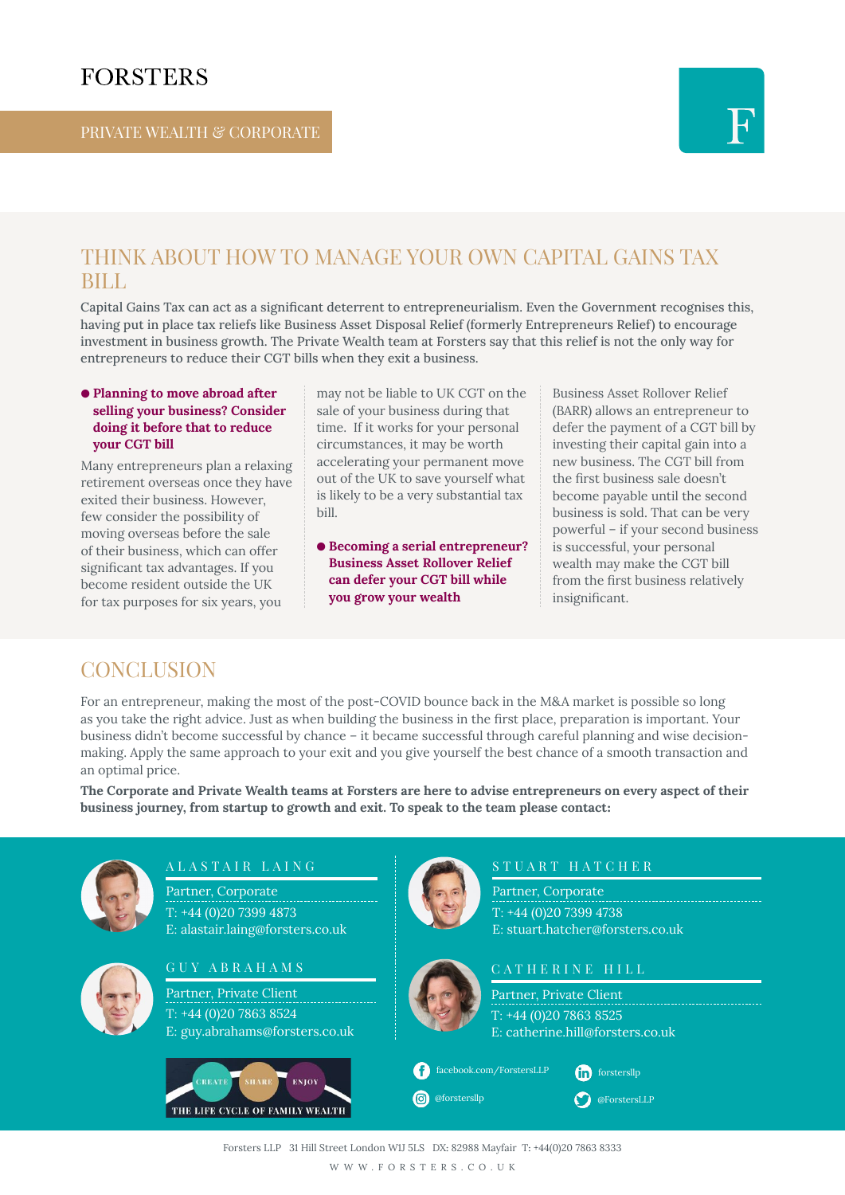FORSTERS

PRIVATE WEALTH & CORPORATE

## THINK ABOUT HOW TO MANAGE YOUR OWN CAPITAL GAINS TAX BILL

Capital Gains Tax can act as a significant deterrent to entrepreneurialism. Even the Government recognises this, having put in place tax reliefs like Business Asset Disposal Relief (formerly Entrepreneurs Relief) to encourage investment in business growth. The Private Wealth team at Forsters say that this relief is not the only way for entrepreneurs to reduce their CGT bills when they exit a business.

- **Planning to move abroad after selling your business? Consider doing it before that to reduce your CGT bill**

Many entrepreneurs plan a relaxing retirement overseas once they have exited their business. However, few consider the possibility of moving overseas before the sale of their business, which can offer significant tax advantages. If you become resident outside the UK for tax purposes for six years, you may not be liable to UK CGT on the sale of your business during that time. If it works for your personal circumstances, it may be worth accelerating your permanent move out of the UK to save yourself what is likely to be a very substantial tax bill.

- **Becoming a serial entrepreneur? Business Asset Rollover Relief can defer your CGT bill while you grow your wealth**

Business Asset Rollover Relief (BARR) allows an entrepreneur to defer the payment of a CGT bill by investing their capital gain into a new business. The CGT bill from the first business sale doesn't become payable until the second business is sold. That can be very powerful – if your second business is successful, your personal wealth may make the CGT bill from the first business relatively insignificant.

## CONCLUSION

For an entrepreneur, making the most of the post-COVID bounce back in the M&A market is possible so long as you take the right advice. Just as when building the business in the first place, preparation is important. Your business didn't become successful by chance – it became successful through careful planning and wise decision-making. Apply the same approach to your exit and you give yourself the best chance of a smooth transaction and an optimal price.

**The Corporate and Private Wealth teams at Forsters are here to advise entrepreneurs on every aspect of their business journey, from startup to growth and exit. To speak to the team please contact:**

**ALASTAIR LAING**
Partner, Corporate
T: +44 (0)20 7399 4873
E: alastair.laing@forsters.co.uk

**STUART HATCHER**
Partner, Corporate
T: +44 (0)20 7399 4738
E: stuart.hatcher@forsters.co.uk

**GUY ABRAHAMS**
Partner, Private Client
T: +44 (0)20 7863 8524
E: guy.abrahams@forsters.co.uk

**CATHERINE HILL**
Partner, Private Client
T: +44 (0)20 7863 8525
E: catherine.hill@forsters.co.uk

CREATE SHARE ENJOY
THE LIFE CYCLE OF FAMILY WEALTH

facebook.com/ForstersLLP
forstersllp
@forstersllp
@ForstersLLP

Forsters LLP 31 Hill Street London W1J 5LS DX: 82988 Mayfair T: +44(0)20 7863 8333

WWW.FORSTERS.CO.UK